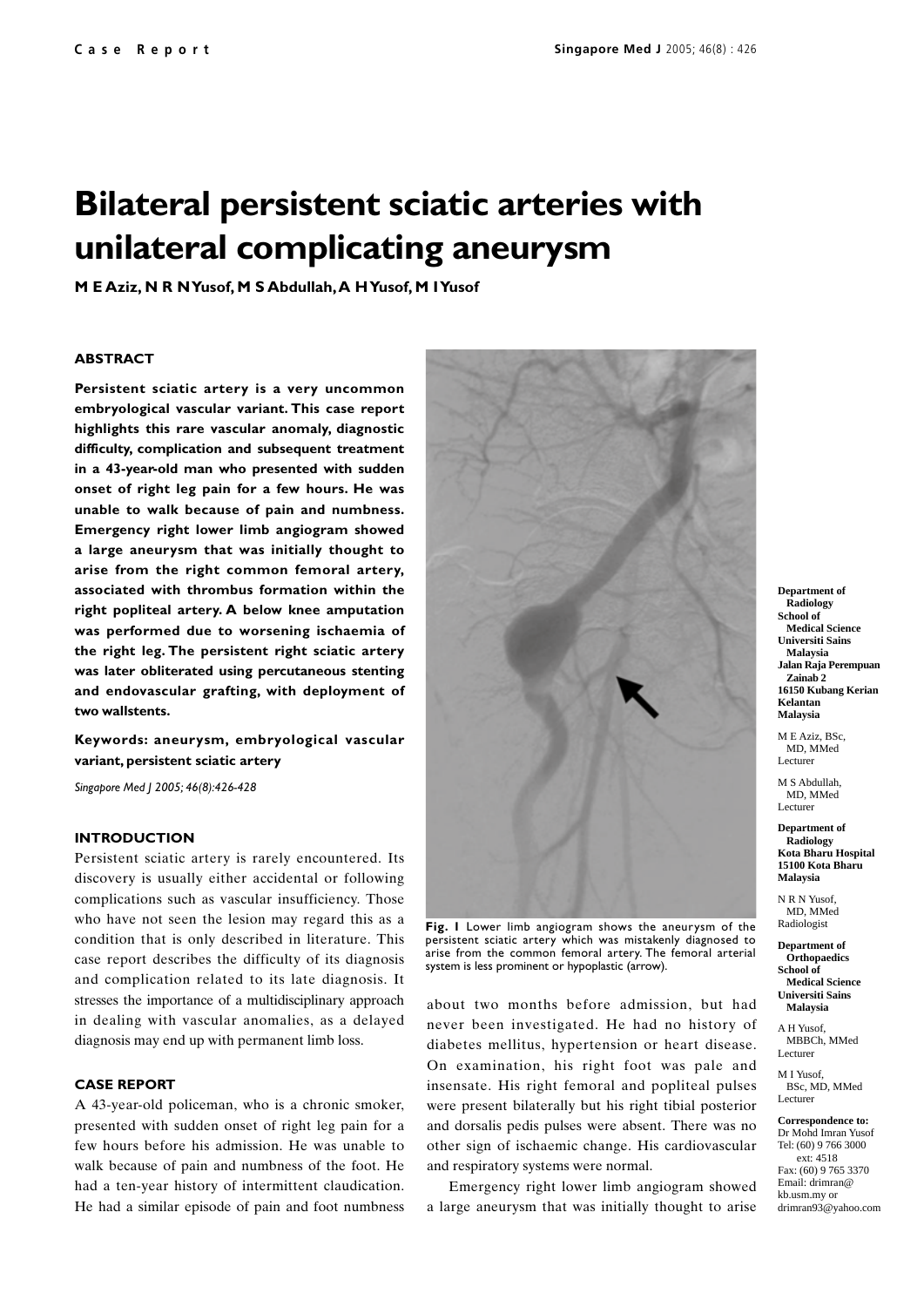# Bilateral persistent sciatic arteries with unilateral complicating aneurysm

**M E Aziz, N R N Yusof, M S Abdullah, A H Yusof, M I Yusof**

### ABSTRACT

**Persistent sciatic artery is a very uncommon embryological vascular variant. This case report highlights this rare vascular anomaly, diagnostic difficulty, complication and subsequent treatment in a 43-year-old man who presented with sudden onset of right leg pain for a few hours. He was unable to walk because of pain and numbness. Emergency right lower limb angiogram showed a large aneurysm that was initially thought to arise from the right common femoral artery, associated with thrombus formation within the right popliteal artery. A below knee amputation was performed due to worsening ischaemia of the right leg. The persistent right sciatic artery was later obliterated using percutaneous stenting and endovascular grafting, with deployment of two wallstents.**

**Keywords: aneurysm, embryological vascular variant, persistent sciatic artery**

*Singapore Med J 2005; 46(8):426-428*

### INTRODUCTION

Persistent sciatic artery is rarely encountered. Its discovery is usually either accidental or following complications such as vascular insufficiency. Those who have not seen the lesion may regard this as a condition that is only described in literature. This case report describes the difficulty of its diagnosis and complication related to its late diagnosis. It stresses the importance of a multidisciplinary approach in dealing with vascular anomalies, as a delayed diagnosis may end up with permanent limb loss.

### CASE REPORT

A 43-year-old policeman, who is a chronic smoker, presented with sudden onset of right leg pain for a few hours before his admission. He was unable to walk because of pain and numbness of the foot. He had a ten-year history of intermittent claudication. He had a similar episode of pain and foot numbness about two months before admission, but had never been investigated. He had no history of diabetes mellitus, hypertension or heart disease. On examination, his right foot was pale and insensate. His right femoral and popliteal pulses were present bilaterally but his right tibial posterior and dorsalis pedis pulses were absent. There was no other sign of ischaemic change. His cardiovascular and respiratory systems were normal.

Emergency right lower limb angiogram showed a large aneurysm that was initially thought to arise

**Fig. 1** Lower limb angiogram shows the aneurysm of the persistent sciatic artery which was mistakenly diagnosed to arise from the common femoral artery. The femoral arterial system is less prominent or hypoplastic (arrow).

Department of Radiology
School of Medical Science
Universiti Sains Malaysia
Jalan Raja Perempuan Zainab 2
16150 Kubang Kerian
Kelantan
Malaysia

M E Aziz, BSc, MD, MMed
Lecturer

M S Abdullah, MD, MMed
Lecturer

Department of Radiology
Kota Bharu Hospital
15100 Kota Bharu
Malaysia

N R N Yusof, MD, MMed
Radiologist

Department of Orthopaedics
School of Medical Science
Universiti Sains Malaysia

A H Yusof, MBBCh, MMed
Lecturer

M I Yusof, BSc, MD, MMed
Lecturer

**Correspondence to:**
Dr Mohd Imran Yusof
Tel: (60) 9 766 3000 ext: 4518
Fax: (60) 9 765 3370
Email: drimran@kb.usm.my or drimran93@yahoo.com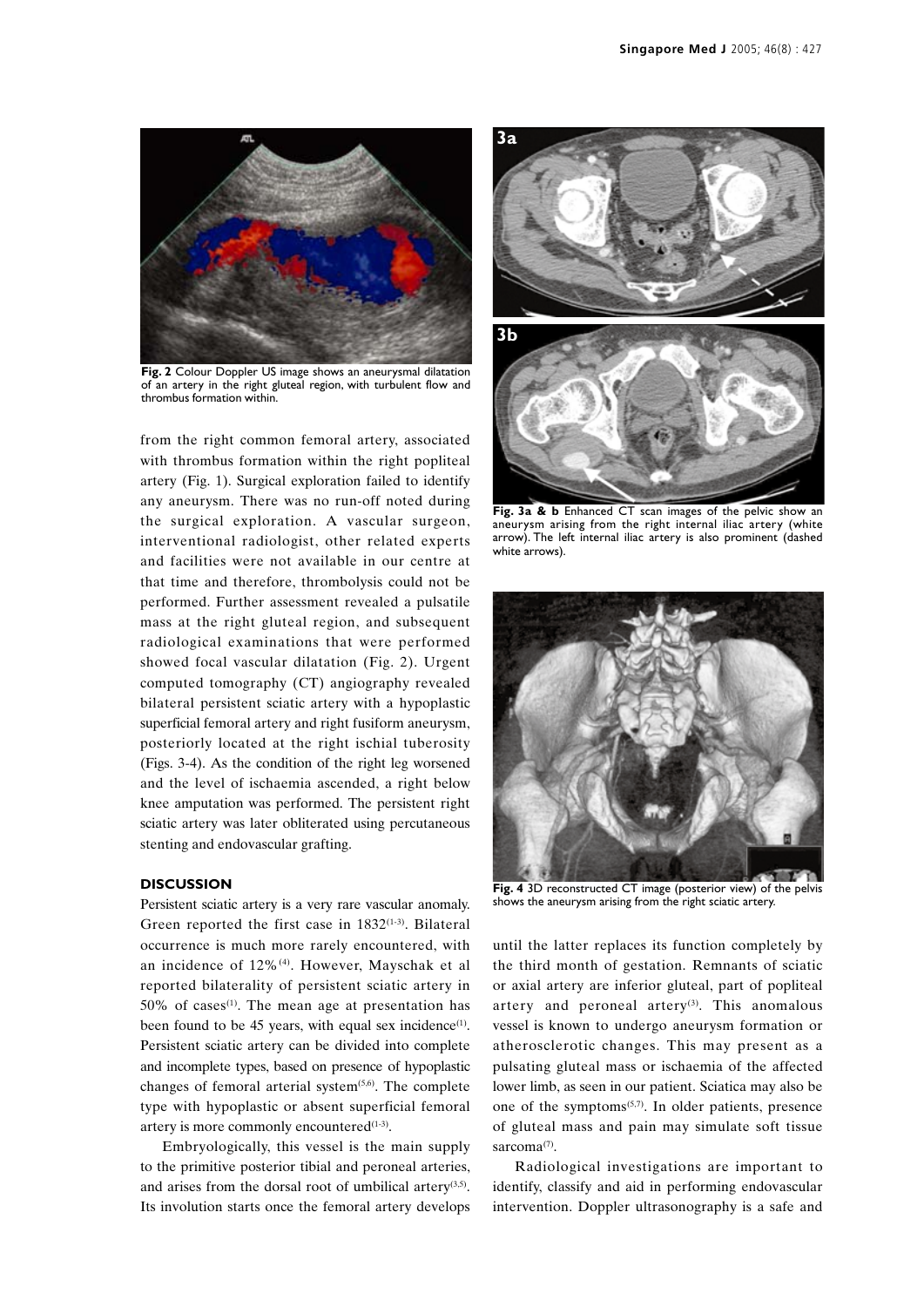**Fig. 2** Colour Doppler US image shows an aneurysmal dilatation of an artery in the right gluteal region, with turbulent flow and thrombus formation within.

from the right common femoral artery, associated with thrombus formation within the right popliteal artery (Fig. 1). Surgical exploration failed to identify any aneurysm. There was no run-off noted during the surgical exploration. A vascular surgeon, interventional radiologist, other related experts and facilities were not available in our centre at that time and therefore, thrombolysis could not be performed. Further assessment revealed a pulsatile mass at the right gluteal region, and subsequent radiological examinations that were performed showed focal vascular dilatation (Fig. 2). Urgent computed tomography (CT) angiography revealed bilateral persistent sciatic artery with a hypoplastic superficial femoral artery and right fusiform aneurysm, posteriorly located at the right ischial tuberosity (Figs. 3-4). As the condition of the right leg worsened and the level of ischaemia ascended, a right below knee amputation was performed. The persistent right sciatic artery was later obliterated using percutaneous stenting and endovascular grafting.

**Fig. 3a & b** Enhanced CT scan images of the pelvic show an aneurysm arising from the right internal iliac artery (white arrow). The left internal iliac artery is also prominent (dashed white arrows).

**Fig. 4** 3D reconstructed CT image (posterior view) of the pelvis shows the aneurysm arising from the right sciatic artery.

## DISCUSSION

Persistent sciatic artery is a very rare vascular anomaly. Green reported the first case in 1832[1-3]. Bilateral occurrence is much more rarely encountered, with an incidence of 12%[4]. However, Mayschak et al reported bilaterality of persistent sciatic artery in 50% of cases[1]. The mean age at presentation has been found to be 45 years, with equal sex incidence[1]. Persistent sciatic artery can be divided into complete and incomplete types, based on presence of hypoplastic changes of femoral arterial system[5,6]. The complete type with hypoplastic or absent superficial femoral artery is more commonly encountered[1-3].

Embryologically, this vessel is the main supply to the primitive posterior tibial and peroneal arteries, and arises from the dorsal root of umbilical artery[3,5]. Its involution starts once the femoral artery develops until the latter replaces its function completely by the third month of gestation. Remnants of sciatic or axial artery are inferior gluteal, part of popliteal artery and peroneal artery[3]. This anomalous vessel is known to undergo aneurysm formation or atherosclerotic changes. This may present as a pulsating gluteal mass or ischaemia of the affected lower limb, as seen in our patient. Sciatica may also be one of the symptoms[5,7]. In older patients, presence of gluteal mass and pain may simulate soft tissue sarcoma[7].

Radiological investigations are important to identify, classify and aid in performing endovascular intervention. Doppler ultrasonography is a safe and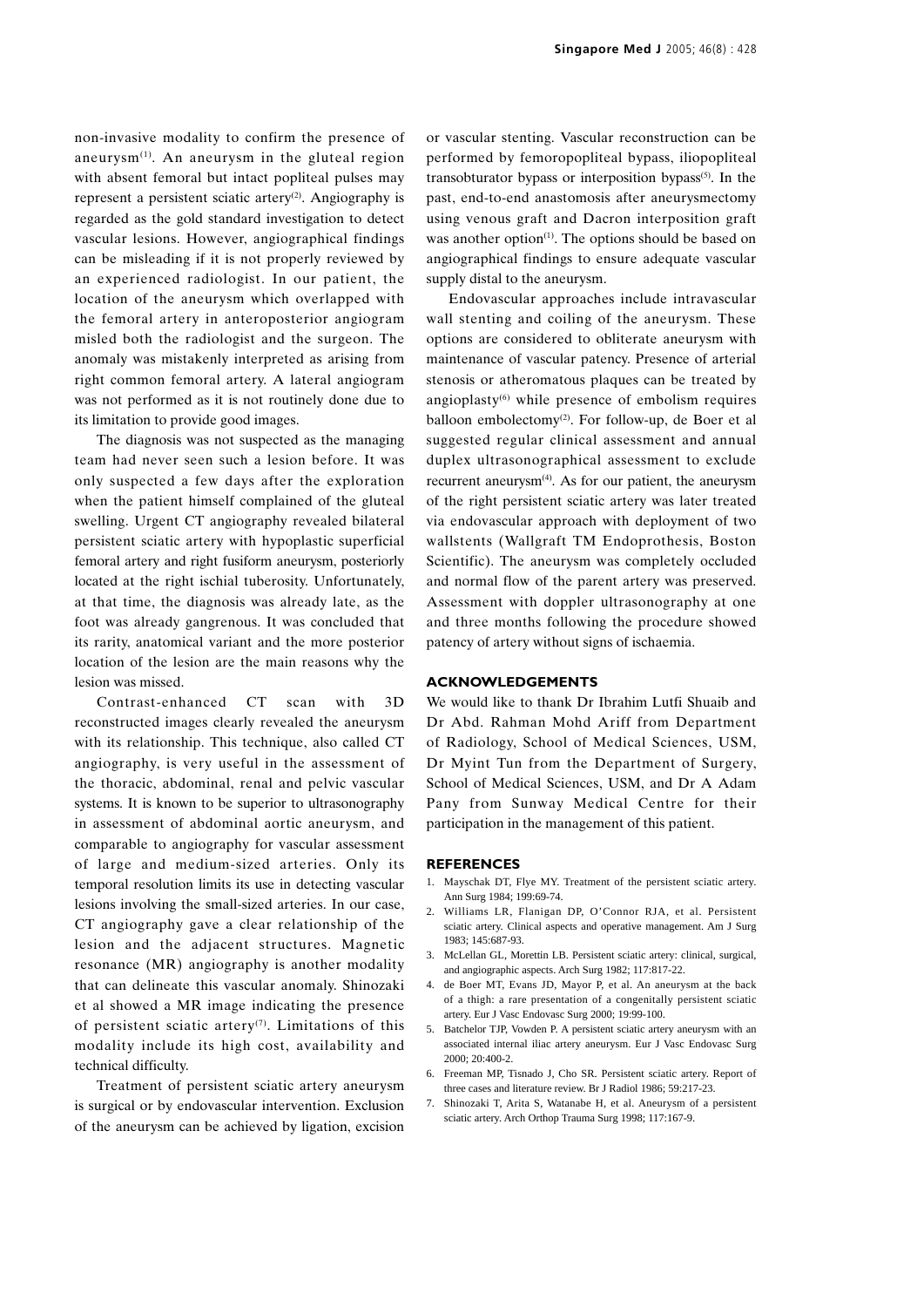non-invasive modality to confirm the presence of aneurysm[1]. An aneurysm in the gluteal region with absent femoral but intact popliteal pulses may represent a persistent sciatic artery[2]. Angiography is regarded as the gold standard investigation to detect vascular lesions. However, angiographical findings can be misleading if it is not properly reviewed by an experienced radiologist. In our patient, the location of the aneurysm which overlapped with the femoral artery in anteroposterior angiogram misled both the radiologist and the surgeon. The anomaly was mistakenly interpreted as arising from right common femoral artery. A lateral angiogram was not performed as it is not routinely done due to its limitation to provide good images.

The diagnosis was not suspected as the managing team had never seen such a lesion before. It was only suspected a few days after the exploration when the patient himself complained of the gluteal swelling. Urgent CT angiography revealed bilateral persistent sciatic artery with hypoplastic superficial femoral artery and right fusiform aneurysm, posteriorly located at the right ischial tuberosity. Unfortunately, at that time, the diagnosis was already late, as the foot was already gangrenous. It was concluded that its rarity, anatomical variant and the more posterior location of the lesion are the main reasons why the lesion was missed.

Contrast-enhanced CT scan with 3D reconstructed images clearly revealed the aneurysm with its relationship. This technique, also called CT angiography, is very useful in the assessment of the thoracic, abdominal, renal and pelvic vascular systems. It is known to be superior to ultrasonography in assessment of abdominal aortic aneurysm, and comparable to angiography for vascular assessment of large and medium-sized arteries. Only its temporal resolution limits its use in detecting vascular lesions involving the small-sized arteries. In our case, CT angiography gave a clear relationship of the lesion and the adjacent structures. Magnetic resonance (MR) angiography is another modality that can delineate this vascular anomaly. Shinozaki et al showed a MR image indicating the presence of persistent sciatic artery[7]. Limitations of this modality include its high cost, availability and technical difficulty.

Treatment of persistent sciatic artery aneurysm is surgical or by endovascular intervention. Exclusion of the aneurysm can be achieved by ligation, excision or vascular stenting. Vascular reconstruction can be performed by femoropopliteal bypass, iliopopliteal transobturator bypass or interposition bypass[5]. In the past, end-to-end anastomosis after aneurysmectomy using venous graft and Dacron interposition graft was another option[1]. The options should be based on angiographical findings to ensure adequate vascular supply distal to the aneurysm.

Endovascular approaches include intravascular wall stenting and coiling of the aneurysm. These options are considered to obliterate aneurysm with maintenance of vascular patency. Presence of arterial stenosis or atheromatous plaques can be treated by angioplasty[6] while presence of embolism requires balloon embolectomy[2]. For follow-up, de Boer et al suggested regular clinical assessment and annual duplex ultrasonographical assessment to exclude recurrent aneurysm[4]. As for our patient, the aneurysm of the right persistent sciatic artery was later treated via endovascular approach with deployment of two wallstents (Wallgraft TM Endoprothesis, Boston Scientific). The aneurysm was completely occluded and normal flow of the parent artery was preserved. Assessment with doppler ultrasonography at one and three months following the procedure showed patency of artery without signs of ischaemia.

## ACKNOWLEDGEMENTS

We would like to thank Dr Ibrahim Lutfi Shuaib and Dr Abd. Rahman Mohd Ariff from Department of Radiology, School of Medical Sciences, USM, Dr Myint Tun from the Department of Surgery, School of Medical Sciences, USM, and Dr A Adam Pany from Sunway Medical Centre for their participation in the management of this patient.

## REFERENCES

1. Mayschak DT, Flye MY. Treatment of the persistent sciatic artery. Ann Surg 1984; 199:69-74.
2. Williams LR, Flanigan DP, O'Connor RJA, et al. Persistent sciatic artery. Clinical aspects and operative management. Am J Surg 1983; 145:687-93.
3. McLellan GL, Morettin LB. Persistent sciatic artery: clinical, surgical, and angiographic aspects. Arch Surg 1982; 117:817-22.
4. de Boer MT, Evans JD, Mayor P, et al. An aneurysm at the back of a thigh: a rare presentation of a congenitally persistent sciatic artery. Eur J Vasc Endovasc Surg 2000; 19:99-100.
5. Batchelor TJP, Vowden P. A persistent sciatic artery aneurysm with an associated internal iliac artery aneurysm. Eur J Vasc Endovasc Surg 2000; 20:400-2.
6. Freeman MP, Tisnado J, Cho SR. Persistent sciatic artery. Report of three cases and literature review. Br J Radiol 1986; 59:217-23.
7. Shinozaki T, Arita S, Watanabe H, et al. Aneurysm of a persistent sciatic artery. Arch Orthop Trauma Surg 1998; 117:167-9.